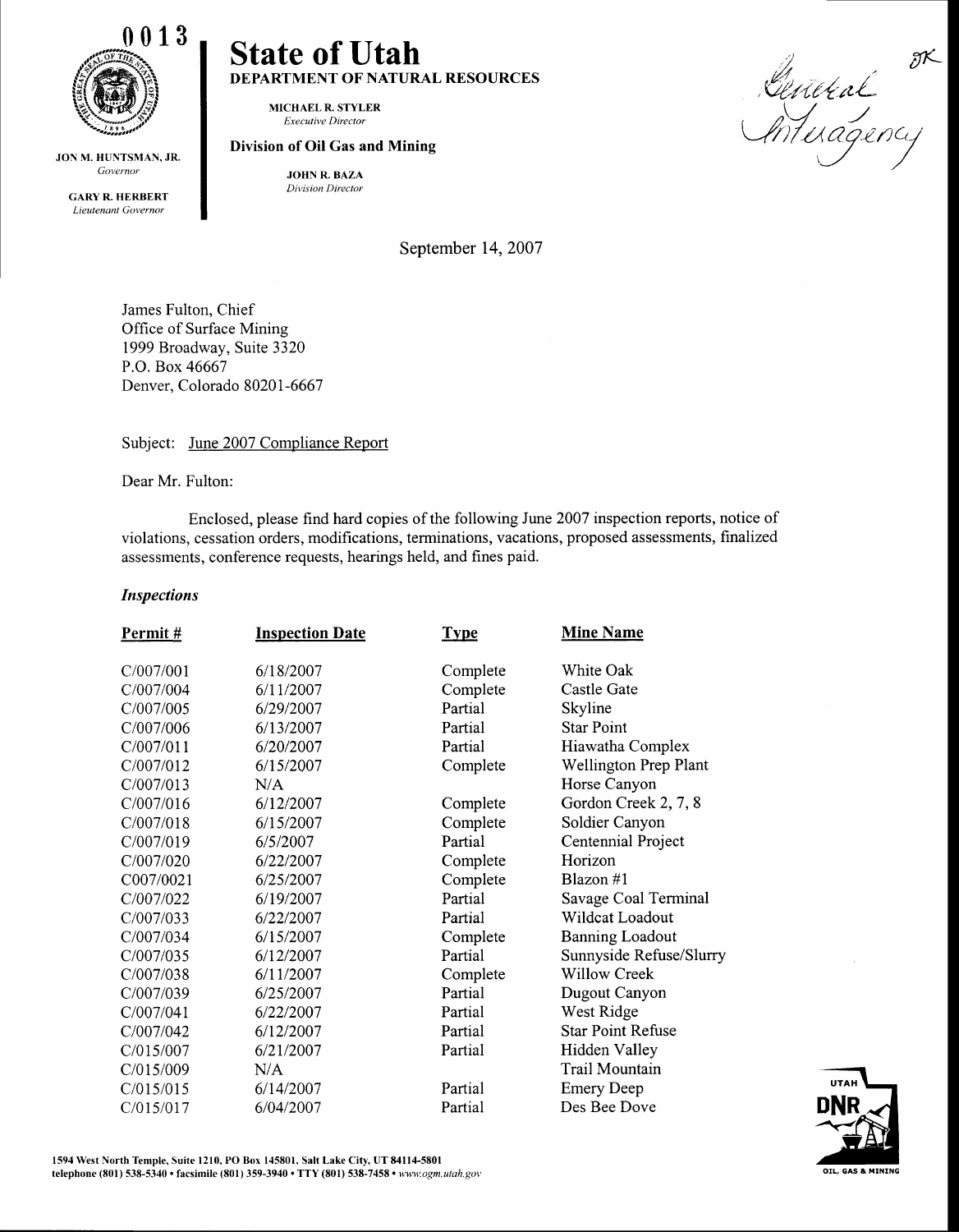0013

JON M. HUNTSMAN, JR.
*Governor*

GARY R. HERBERT
*Lieutenant Governor*

# State of Utah

**DEPARTMENT OF NATURAL RESOURCES**

MICHAEL R. STYLER
*Executive Director*

**Division of Oil Gas and Mining**

JOHN R. BAZA
*Division Director*

General Interagency

September 14, 2007

James Fulton, Chief
Office of Surface Mining
1999 Broadway, Suite 3320
P.O. Box 46667
Denver, Colorado 80201-6667

Subject: June 2007 Compliance Report

Dear Mr. Fulton:

Enclosed, please find hard copies of the following June 2007 inspection reports, notice of violations, cessation orders, modifications, terminations, vacations, proposed assessments, finalized assessments, conference requests, hearings held, and fines paid.

***Inspections***

| Permit # | Inspection Date | Type | Mine Name |
|---|---|---|---|
| C/007/001 | 6/18/2007 | Complete | White Oak |
| C/007/004 | 6/11/2007 | Complete | Castle Gate |
| C/007/005 | 6/29/2007 | Partial | Skyline |
| C/007/006 | 6/13/2007 | Partial | Star Point |
| C/007/011 | 6/20/2007 | Partial | Hiawatha Complex |
| C/007/012 | 6/15/2007 | Complete | Wellington Prep Plant |
| C/007/013 | N/A | | Horse Canyon |
| C/007/016 | 6/12/2007 | Complete | Gordon Creek 2, 7, 8 |
| C/007/018 | 6/15/2007 | Complete | Soldier Canyon |
| C/007/019 | 6/5/2007 | Partial | Centennial Project |
| C/007/020 | 6/22/2007 | Complete | Horizon |
| C007/0021 | 6/25/2007 | Complete | Blazon #1 |
| C/007/022 | 6/19/2007 | Partial | Savage Coal Terminal |
| C/007/033 | 6/22/2007 | Partial | Wildcat Loadout |
| C/007/034 | 6/15/2007 | Complete | Banning Loadout |
| C/007/035 | 6/12/2007 | Partial | Sunnyside Refuse/Slurry |
| C/007/038 | 6/11/2007 | Complete | Willow Creek |
| C/007/039 | 6/25/2007 | Partial | Dugout Canyon |
| C/007/041 | 6/22/2007 | Partial | West Ridge |
| C/007/042 | 6/12/2007 | Partial | Star Point Refuse |
| C/015/007 | 6/21/2007 | Partial | Hidden Valley |
| C/015/009 | N/A | | Trail Mountain |
| C/015/015 | 6/14/2007 | Partial | Emery Deep |
| C/015/017 | 6/04/2007 | Partial | Des Bee Dove |

1594 West North Temple, Suite 1210, PO Box 145801, Salt Lake City, UT 84114-5801
telephone (801) 538-5340 • facsimile (801) 359-3940 • TTY (801) 538-7458 • www.ogm.utah.gov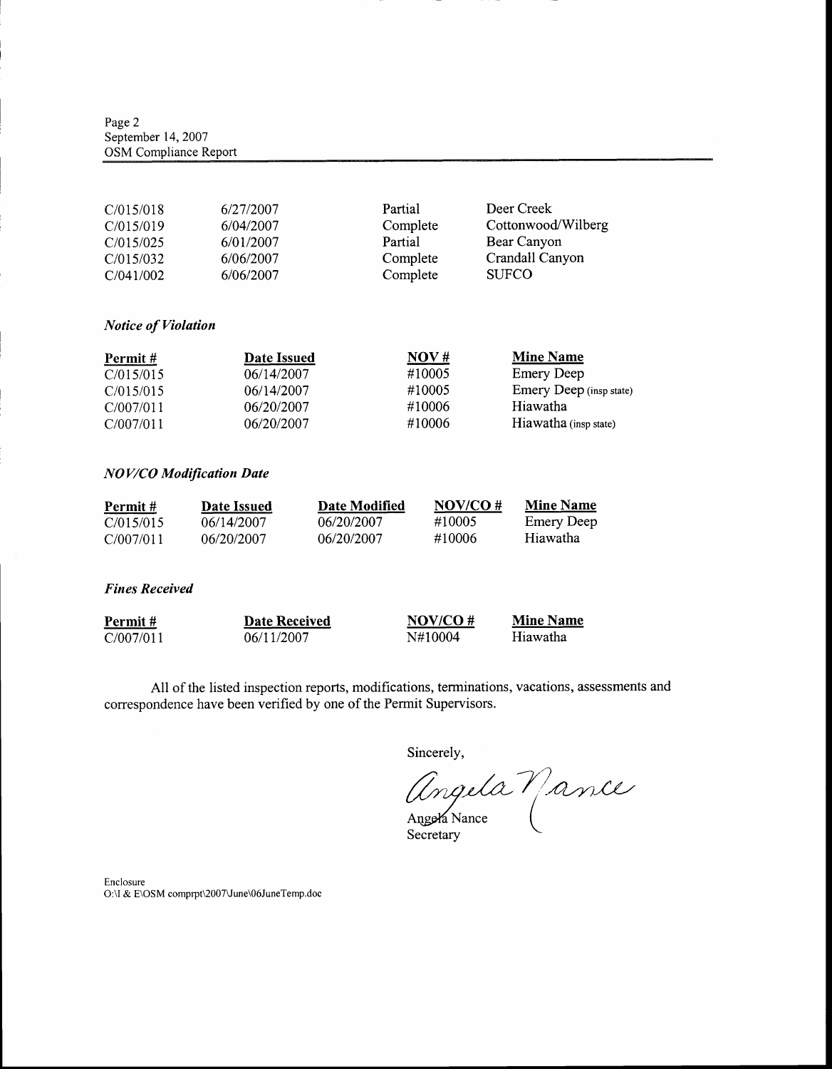| | | | |
|---|---|---|---|
| C/015/018 | 6/27/2007 | Partial | Deer Creek |
| C/015/019 | 6/04/2007 | Complete | Cottonwood/Wilberg |
| C/015/025 | 6/01/2007 | Partial | Bear Canyon |
| C/015/032 | 6/06/2007 | Complete | Crandall Canyon |
| C/041/002 | 6/06/2007 | Complete | SUFCO |

***Notice of Violation***

| Permit # | Date Issued | NOV # | Mine Name |
|---|---|---|---|
| C/015/015 | 06/14/2007 | #10005 | Emery Deep |
| C/015/015 | 06/14/2007 | #10005 | Emery Deep (insp state) |
| C/007/011 | 06/20/2007 | #10006 | Hiawatha |
| C/007/011 | 06/20/2007 | #10006 | Hiawatha (insp state) |

***NOV/CO Modification Date***

| Permit # | Date Issued | Date Modified | NOV/CO # | Mine Name |
|---|---|---|---|---|
| C/015/015 | 06/14/2007 | 06/20/2007 | #10005 | Emery Deep |
| C/007/011 | 06/20/2007 | 06/20/2007 | #10006 | Hiawatha |

***Fines Received***

| Permit # | Date Received | NOV/CO # | Mine Name |
|---|---|---|---|
| C/007/011 | 06/11/2007 | N#10004 | Hiawatha |

All of the listed inspection reports, modifications, terminations, vacations, assessments and correspondence have been verified by one of the Permit Supervisors.

Sincerely,

Angela Nance

Angela Nance
Secretary

Enclosure
O:\I & E\OSM comprpt\2007\June\06JuneTemp.doc